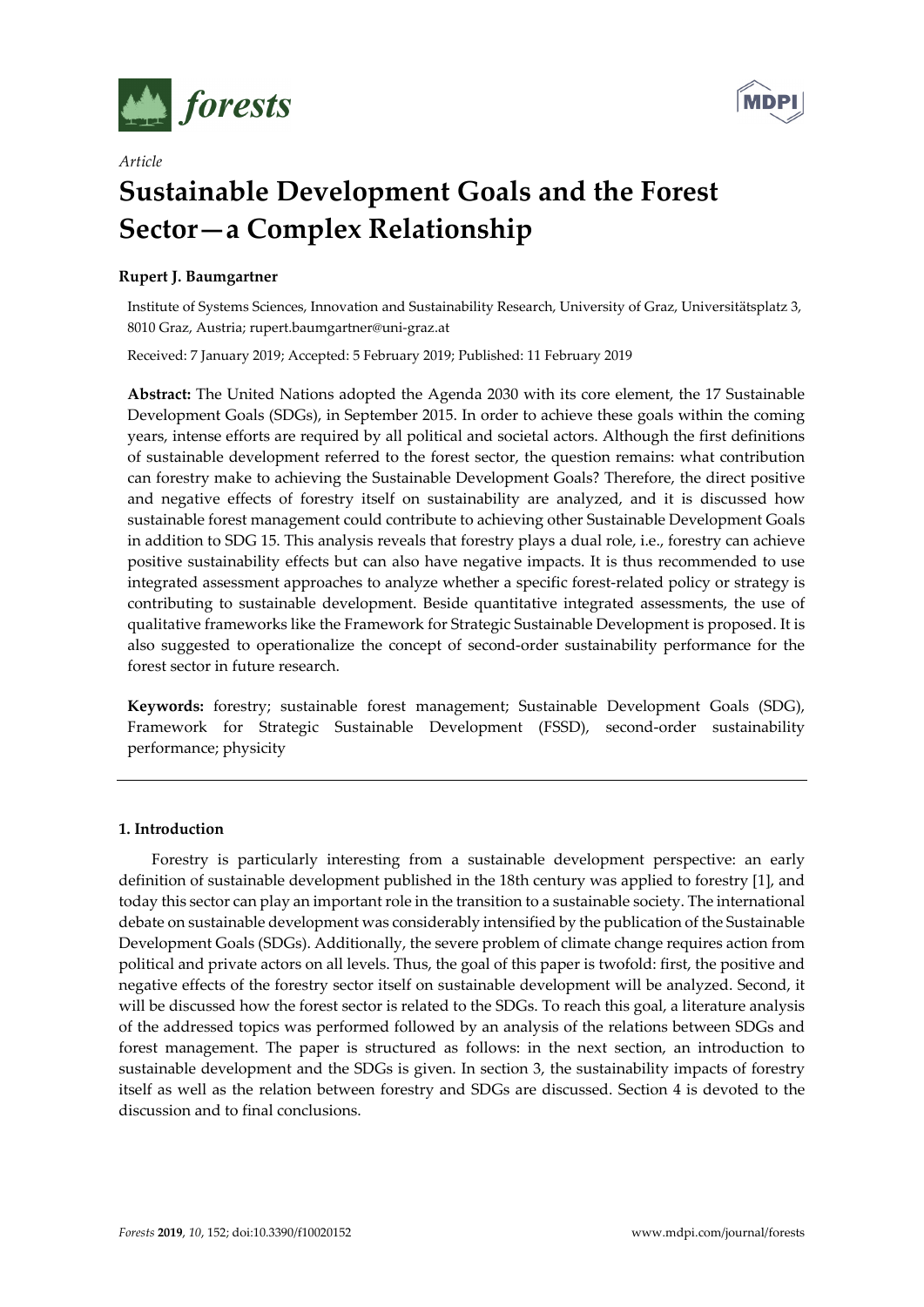*Article*

# Sustainable Development Goals and the Forest Sector—a Complex Relationship

**Rupert J. Baumgartner**

Institute of Systems Sciences, Innovation and Sustainability Research, University of Graz, Universitätsplatz 3, 8010 Graz, Austria; rupert.baumgartner@uni-graz.at

Received: 7 January 2019; Accepted: 5 February 2019; Published: 11 February 2019

**Abstract:** The United Nations adopted the Agenda 2030 with its core element, the 17 Sustainable Development Goals (SDGs), in September 2015. In order to achieve these goals within the coming years, intense efforts are required by all political and societal actors. Although the first definitions of sustainable development referred to the forest sector, the question remains: what contribution can forestry make to achieving the Sustainable Development Goals? Therefore, the direct positive and negative effects of forestry itself on sustainability are analyzed, and it is discussed how sustainable forest management could contribute to achieving other Sustainable Development Goals in addition to SDG 15. This analysis reveals that forestry plays a dual role, i.e., forestry can achieve positive sustainability effects but can also have negative impacts. It is thus recommended to use integrated assessment approaches to analyze whether a specific forest-related policy or strategy is contributing to sustainable development. Beside quantitative integrated assessments, the use of qualitative frameworks like the Framework for Strategic Sustainable Development is proposed. It is also suggested to operationalize the concept of second-order sustainability performance for the forest sector in future research.

**Keywords:** forestry; sustainable forest management; Sustainable Development Goals (SDG), Framework for Strategic Sustainable Development (FSSD), second-order sustainability performance; physicity

## 1. Introduction

Forestry is particularly interesting from a sustainable development perspective: an early definition of sustainable development published in the 18th century was applied to forestry [1], and today this sector can play an important role in the transition to a sustainable society. The international debate on sustainable development was considerably intensified by the publication of the Sustainable Development Goals (SDGs). Additionally, the severe problem of climate change requires action from political and private actors on all levels. Thus, the goal of this paper is twofold: first, the positive and negative effects of the forestry sector itself on sustainable development will be analyzed. Second, it will be discussed how the forest sector is related to the SDGs. To reach this goal, a literature analysis of the addressed topics was performed followed by an analysis of the relations between SDGs and forest management. The paper is structured as follows: in the next section, an introduction to sustainable development and the SDGs is given. In section 3, the sustainability impacts of forestry itself as well as the relation between forestry and SDGs are discussed. Section 4 is devoted to the discussion and to final conclusions.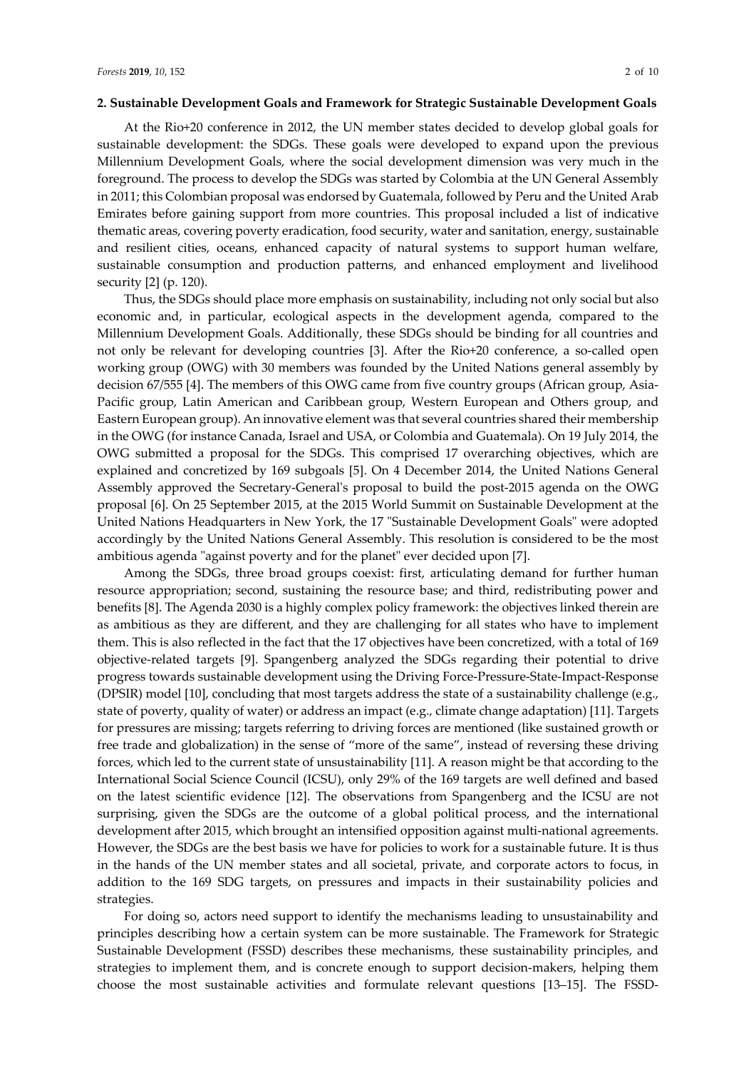## 2. Sustainable Development Goals and Framework for Strategic Sustainable Development Goals

At the Rio+20 conference in 2012, the UN member states decided to develop global goals for sustainable development: the SDGs. These goals were developed to expand upon the previous Millennium Development Goals, where the social development dimension was very much in the foreground. The process to develop the SDGs was started by Colombia at the UN General Assembly in 2011; this Colombian proposal was endorsed by Guatemala, followed by Peru and the United Arab Emirates before gaining support from more countries. This proposal included a list of indicative thematic areas, covering poverty eradication, food security, water and sanitation, energy, sustainable and resilient cities, oceans, enhanced capacity of natural systems to support human welfare, sustainable consumption and production patterns, and enhanced employment and livelihood security [2] (p. 120).

Thus, the SDGs should place more emphasis on sustainability, including not only social but also economic and, in particular, ecological aspects in the development agenda, compared to the Millennium Development Goals. Additionally, these SDGs should be binding for all countries and not only be relevant for developing countries [3]. After the Rio+20 conference, a so-called open working group (OWG) with 30 members was founded by the United Nations general assembly by decision 67/555 [4]. The members of this OWG came from five country groups (African group, Asia-Pacific group, Latin American and Caribbean group, Western European and Others group, and Eastern European group). An innovative element was that several countries shared their membership in the OWG (for instance Canada, Israel and USA, or Colombia and Guatemala). On 19 July 2014, the OWG submitted a proposal for the SDGs. This comprised 17 overarching objectives, which are explained and concretized by 169 subgoals [5]. On 4 December 2014, the United Nations General Assembly approved the Secretary-General's proposal to build the post-2015 agenda on the OWG proposal [6]. On 25 September 2015, at the 2015 World Summit on Sustainable Development at the United Nations Headquarters in New York, the 17 "Sustainable Development Goals" were adopted accordingly by the United Nations General Assembly. This resolution is considered to be the most ambitious agenda "against poverty and for the planet" ever decided upon [7].

Among the SDGs, three broad groups coexist: first, articulating demand for further human resource appropriation; second, sustaining the resource base; and third, redistributing power and benefits [8]. The Agenda 2030 is a highly complex policy framework: the objectives linked therein are as ambitious as they are different, and they are challenging for all states who have to implement them. This is also reflected in the fact that the 17 objectives have been concretized, with a total of 169 objective-related targets [9]. Spangenberg analyzed the SDGs regarding their potential to drive progress towards sustainable development using the Driving Force-Pressure-State-Impact-Response (DPSIR) model [10], concluding that most targets address the state of a sustainability challenge (e.g., state of poverty, quality of water) or address an impact (e.g., climate change adaptation) [11]. Targets for pressures are missing; targets referring to driving forces are mentioned (like sustained growth or free trade and globalization) in the sense of "more of the same", instead of reversing these driving forces, which led to the current state of unsustainability [11]. A reason might be that according to the International Social Science Council (ICSU), only 29% of the 169 targets are well defined and based on the latest scientific evidence [12]. The observations from Spangenberg and the ICSU are not surprising, given the SDGs are the outcome of a global political process, and the international development after 2015, which brought an intensified opposition against multi-national agreements. However, the SDGs are the best basis we have for policies to work for a sustainable future. It is thus in the hands of the UN member states and all societal, private, and corporate actors to focus, in addition to the 169 SDG targets, on pressures and impacts in their sustainability policies and strategies.

For doing so, actors need support to identify the mechanisms leading to unsustainability and principles describing how a certain system can be more sustainable. The Framework for Strategic Sustainable Development (FSSD) describes these mechanisms, these sustainability principles, and strategies to implement them, and is concrete enough to support decision-makers, helping them choose the most sustainable activities and formulate relevant questions [13–15]. The FSSD-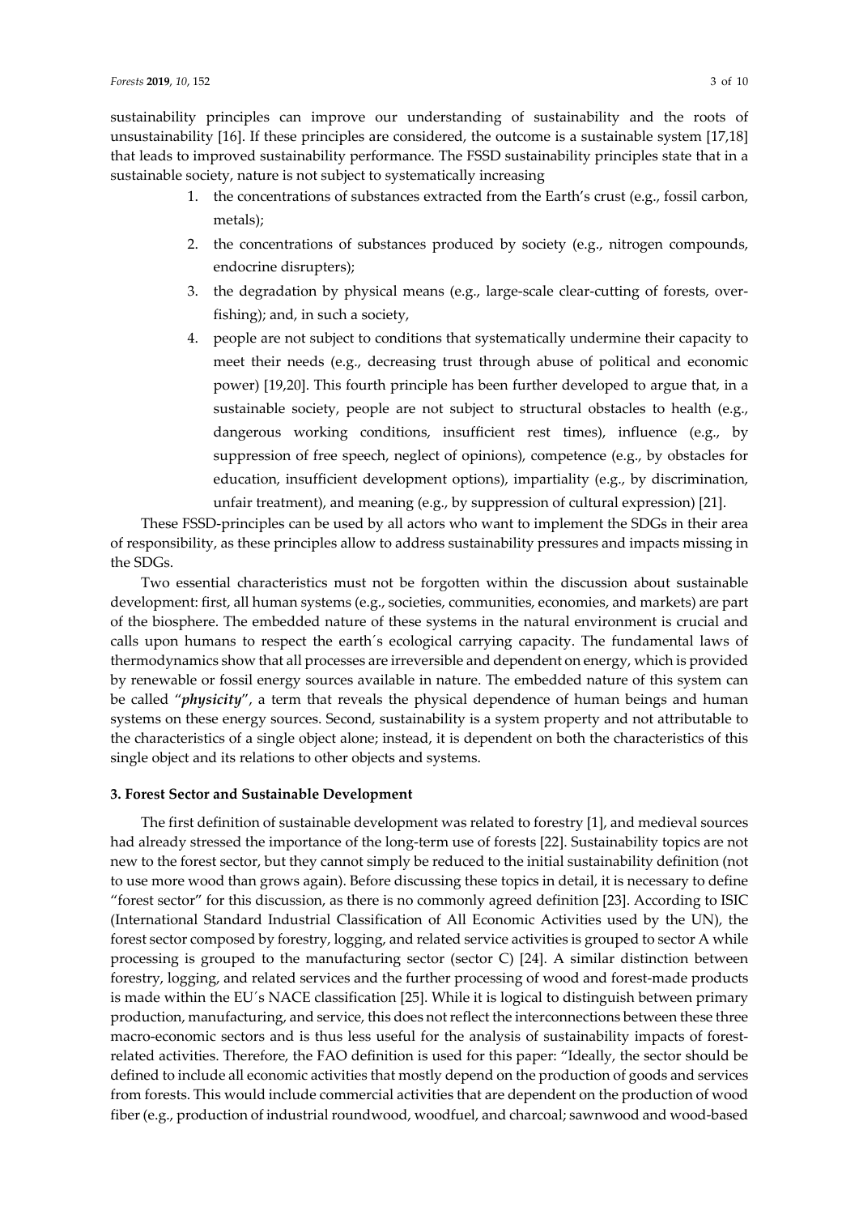sustainability principles can improve our understanding of sustainability and the roots of unsustainability [16]. If these principles are considered, the outcome is a sustainable system [17,18] that leads to improved sustainability performance. The FSSD sustainability principles state that in a sustainable society, nature is not subject to systematically increasing

1. the concentrations of substances extracted from the Earth's crust (e.g., fossil carbon, metals);
2. the concentrations of substances produced by society (e.g., nitrogen compounds, endocrine disrupters);
3. the degradation by physical means (e.g., large-scale clear-cutting of forests, over-fishing); and, in such a society,
4. people are not subject to conditions that systematically undermine their capacity to meet their needs (e.g., decreasing trust through abuse of political and economic power) [19,20]. This fourth principle has been further developed to argue that, in a sustainable society, people are not subject to structural obstacles to health (e.g., dangerous working conditions, insufficient rest times), influence (e.g., by suppression of free speech, neglect of opinions), competence (e.g., by obstacles for education, insufficient development options), impartiality (e.g., by discrimination, unfair treatment), and meaning (e.g., by suppression of cultural expression) [21].

These FSSD-principles can be used by all actors who want to implement the SDGs in their area of responsibility, as these principles allow to address sustainability pressures and impacts missing in the SDGs.

Two essential characteristics must not be forgotten within the discussion about sustainable development: first, all human systems (e.g., societies, communities, economies, and markets) are part of the biosphere. The embedded nature of these systems in the natural environment is crucial and calls upon humans to respect the earth´s ecological carrying capacity. The fundamental laws of thermodynamics show that all processes are irreversible and dependent on energy, which is provided by renewable or fossil energy sources available in nature. The embedded nature of this system can be called "***physicity***", a term that reveals the physical dependence of human beings and human systems on these energy sources. Second, sustainability is a system property and not attributable to the characteristics of a single object alone; instead, it is dependent on both the characteristics of this single object and its relations to other objects and systems.

## 3. Forest Sector and Sustainable Development

The first definition of sustainable development was related to forestry [1], and medieval sources had already stressed the importance of the long-term use of forests [22]. Sustainability topics are not new to the forest sector, but they cannot simply be reduced to the initial sustainability definition (not to use more wood than grows again). Before discussing these topics in detail, it is necessary to define "forest sector" for this discussion, as there is no commonly agreed definition [23]. According to ISIC (International Standard Industrial Classification of All Economic Activities used by the UN), the forest sector composed by forestry, logging, and related service activities is grouped to sector A while processing is grouped to the manufacturing sector (sector C) [24]. A similar distinction between forestry, logging, and related services and the further processing of wood and forest-made products is made within the EU´s NACE classification [25]. While it is logical to distinguish between primary production, manufacturing, and service, this does not reflect the interconnections between these three macro-economic sectors and is thus less useful for the analysis of sustainability impacts of forest-related activities. Therefore, the FAO definition is used for this paper: "Ideally, the sector should be defined to include all economic activities that mostly depend on the production of goods and services from forests. This would include commercial activities that are dependent on the production of wood fiber (e.g., production of industrial roundwood, woodfuel, and charcoal; sawnwood and wood-based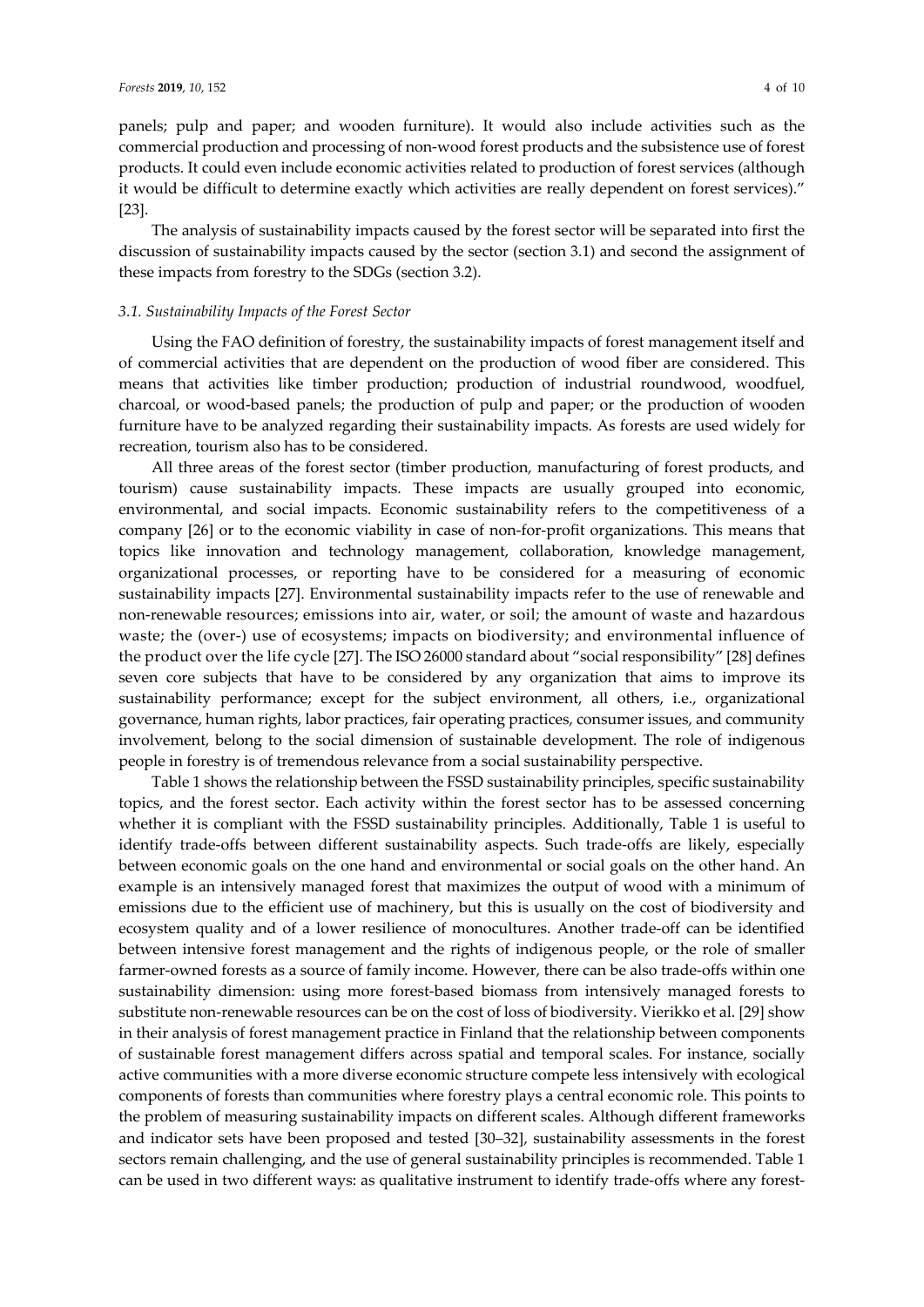panels; pulp and paper; and wooden furniture). It would also include activities such as the commercial production and processing of non-wood forest products and the subsistence use of forest products. It could even include economic activities related to production of forest services (although it would be difficult to determine exactly which activities are really dependent on forest services)." [23].

The analysis of sustainability impacts caused by the forest sector will be separated into first the discussion of sustainability impacts caused by the sector (section 3.1) and second the assignment of these impacts from forestry to the SDGs (section 3.2).

### *3.1. Sustainability Impacts of the Forest Sector*

Using the FAO definition of forestry, the sustainability impacts of forest management itself and of commercial activities that are dependent on the production of wood fiber are considered. This means that activities like timber production; production of industrial roundwood, woodfuel, charcoal, or wood-based panels; the production of pulp and paper; or the production of wooden furniture have to be analyzed regarding their sustainability impacts. As forests are used widely for recreation, tourism also has to be considered.

All three areas of the forest sector (timber production, manufacturing of forest products, and tourism) cause sustainability impacts. These impacts are usually grouped into economic, environmental, and social impacts. Economic sustainability refers to the competitiveness of a company [26] or to the economic viability in case of non-for-profit organizations. This means that topics like innovation and technology management, collaboration, knowledge management, organizational processes, or reporting have to be considered for a measuring of economic sustainability impacts [27]. Environmental sustainability impacts refer to the use of renewable and non-renewable resources; emissions into air, water, or soil; the amount of waste and hazardous waste; the (over-) use of ecosystems; impacts on biodiversity; and environmental influence of the product over the life cycle [27]. The ISO 26000 standard about "social responsibility" [28] defines seven core subjects that have to be considered by any organization that aims to improve its sustainability performance; except for the subject environment, all others, i.e., organizational governance, human rights, labor practices, fair operating practices, consumer issues, and community involvement, belong to the social dimension of sustainable development. The role of indigenous people in forestry is of tremendous relevance from a social sustainability perspective.

Table 1 shows the relationship between the FSSD sustainability principles, specific sustainability topics, and the forest sector. Each activity within the forest sector has to be assessed concerning whether it is compliant with the FSSD sustainability principles. Additionally, Table 1 is useful to identify trade-offs between different sustainability aspects. Such trade-offs are likely, especially between economic goals on the one hand and environmental or social goals on the other hand. An example is an intensively managed forest that maximizes the output of wood with a minimum of emissions due to the efficient use of machinery, but this is usually on the cost of biodiversity and ecosystem quality and of a lower resilience of monocultures. Another trade-off can be identified between intensive forest management and the rights of indigenous people, or the role of smaller farmer-owned forests as a source of family income. However, there can be also trade-offs within one sustainability dimension: using more forest-based biomass from intensively managed forests to substitute non-renewable resources can be on the cost of loss of biodiversity. Vierikko et al. [29] show in their analysis of forest management practice in Finland that the relationship between components of sustainable forest management differs across spatial and temporal scales. For instance, socially active communities with a more diverse economic structure compete less intensively with ecological components of forests than communities where forestry plays a central economic role. This points to the problem of measuring sustainability impacts on different scales. Although different frameworks and indicator sets have been proposed and tested [30–32], sustainability assessments in the forest sectors remain challenging, and the use of general sustainability principles is recommended. Table 1 can be used in two different ways: as qualitative instrument to identify trade-offs where any forest-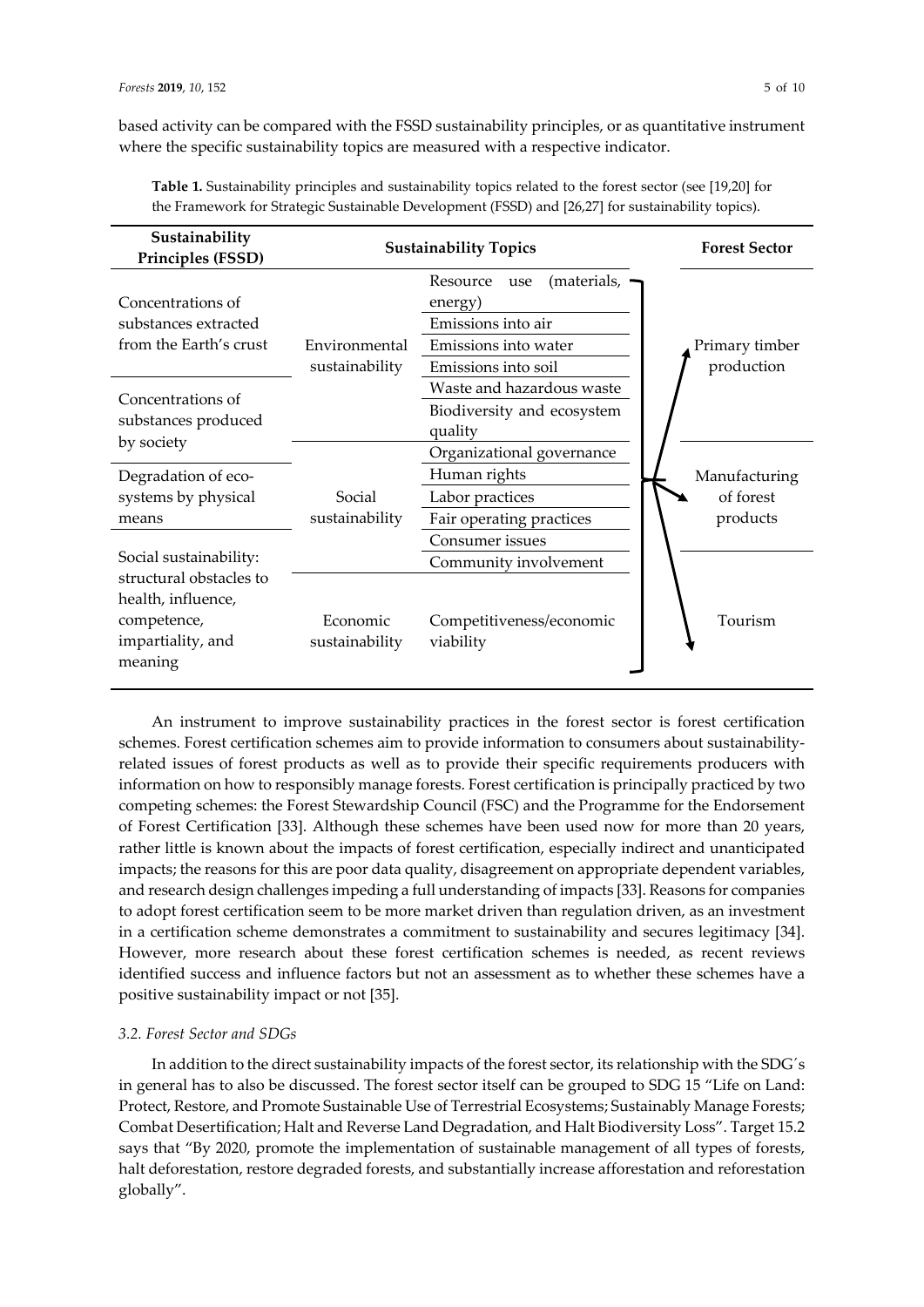based activity can be compared with the FSSD sustainability principles, or as quantitative instrument where the specific sustainability topics are measured with a respective indicator.

**Table 1.** Sustainability principles and sustainability topics related to the forest sector (see [19,20] for the Framework for Strategic Sustainable Development (FSSD) and [26,27] for sustainability topics).

| Sustainability Principles (FSSD) | Sustainability Topics | | Forest Sector |
|---|---|---|---|
| Concentrations of substances extracted from the Earth's crust | Environmental sustainability | Resource use (materials, energy) | Primary timber production |
| | | Emissions into air | |
| | | Emissions into water | |
| | | Emissions into soil | |
| Concentrations of substances produced by society | | Waste and hazardous waste | |
| | | Biodiversity and ecosystem quality | |
| | Social sustainability | Organizational governance | Manufacturing of forest products |
| Degradation of eco-systems by physical means | | Human rights | |
| | | Labor practices | |
| | | Fair operating practices | |
| Social sustainability: structural obstacles to health, influence, competence, impartiality, and meaning | | Consumer issues | |
| | | Community involvement | |
| | Economic sustainability | Competitiveness/economic viability | Tourism |

An instrument to improve sustainability practices in the forest sector is forest certification schemes. Forest certification schemes aim to provide information to consumers about sustainability-related issues of forest products as well as to provide their specific requirements producers with information on how to responsibly manage forests. Forest certification is principally practiced by two competing schemes: the Forest Stewardship Council (FSC) and the Programme for the Endorsement of Forest Certification [33]. Although these schemes have been used now for more than 20 years, rather little is known about the impacts of forest certification, especially indirect and unanticipated impacts; the reasons for this are poor data quality, disagreement on appropriate dependent variables, and research design challenges impeding a full understanding of impacts [33]. Reasons for companies to adopt forest certification seem to be more market driven than regulation driven, as an investment in a certification scheme demonstrates a commitment to sustainability and secures legitimacy [34]. However, more research about these forest certification schemes is needed, as recent reviews identified success and influence factors but not an assessment as to whether these schemes have a positive sustainability impact or not [35].

### *3.2. Forest Sector and SDGs*

In addition to the direct sustainability impacts of the forest sector, its relationship with the SDG´s in general has to also be discussed. The forest sector itself can be grouped to SDG 15 "Life on Land: Protect, Restore, and Promote Sustainable Use of Terrestrial Ecosystems; Sustainably Manage Forests; Combat Desertification; Halt and Reverse Land Degradation, and Halt Biodiversity Loss". Target 15.2 says that "By 2020, promote the implementation of sustainable management of all types of forests, halt deforestation, restore degraded forests, and substantially increase afforestation and reforestation globally".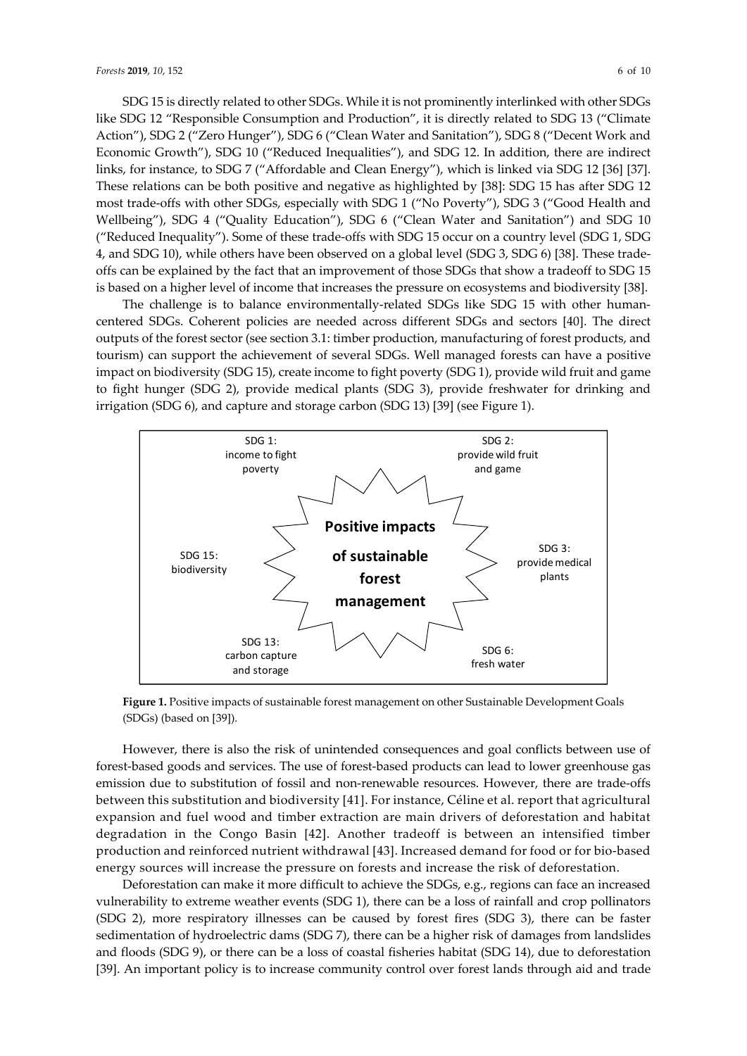SDG 15 is directly related to other SDGs. While it is not prominently interlinked with other SDGs like SDG 12 "Responsible Consumption and Production", it is directly related to SDG 13 ("Climate Action"), SDG 2 ("Zero Hunger"), SDG 6 ("Clean Water and Sanitation"), SDG 8 ("Decent Work and Economic Growth"), SDG 10 ("Reduced Inequalities"), and SDG 12. In addition, there are indirect links, for instance, to SDG 7 ("Affordable and Clean Energy"), which is linked via SDG 12 [36] [37]. These relations can be both positive and negative as highlighted by [38]: SDG 15 has after SDG 12 most trade-offs with other SDGs, especially with SDG 1 ("No Poverty"), SDG 3 ("Good Health and Wellbeing"), SDG 4 ("Quality Education"), SDG 6 ("Clean Water and Sanitation") and SDG 10 ("Reduced Inequality"). Some of these trade-offs with SDG 15 occur on a country level (SDG 1, SDG 4, and SDG 10), while others have been observed on a global level (SDG 3, SDG 6) [38]. These trade-offs can be explained by the fact that an improvement of those SDGs that show a tradeoff to SDG 15 is based on a higher level of income that increases the pressure on ecosystems and biodiversity [38].

The challenge is to balance environmentally-related SDGs like SDG 15 with other human-centered SDGs. Coherent policies are needed across different SDGs and sectors [40]. The direct outputs of the forest sector (see section 3.1: timber production, manufacturing of forest products, and tourism) can support the achievement of several SDGs. Well managed forests can have a positive impact on biodiversity (SDG 15), create income to fight poverty (SDG 1), provide wild fruit and game to fight hunger (SDG 2), provide medical plants (SDG 3), provide freshwater for drinking and irrigation (SDG 6), and capture and storage carbon (SDG 13) [39] (see Figure 1).

SDG 1: income to fight poverty

SDG 2: provide wild fruit and game

SDG 15: biodiversity

**Positive impacts of sustainable forest management**

SDG 3: provide medical plants

SDG 13: carbon capture and storage

SDG 6: fresh water

**Figure 1.** Positive impacts of sustainable forest management on other Sustainable Development Goals (SDGs) (based on [39]).

However, there is also the risk of unintended consequences and goal conflicts between use of forest-based goods and services. The use of forest-based products can lead to lower greenhouse gas emission due to substitution of fossil and non-renewable resources. However, there are trade-offs between this substitution and biodiversity [41]. For instance, Céline et al. report that agricultural expansion and fuel wood and timber extraction are main drivers of deforestation and habitat degradation in the Congo Basin [42]. Another tradeoff is between an intensified timber production and reinforced nutrient withdrawal [43]. Increased demand for food or for bio-based energy sources will increase the pressure on forests and increase the risk of deforestation.

Deforestation can make it more difficult to achieve the SDGs, e.g., regions can face an increased vulnerability to extreme weather events (SDG 1), there can be a loss of rainfall and crop pollinators (SDG 2), more respiratory illnesses can be caused by forest fires (SDG 3), there can be faster sedimentation of hydroelectric dams (SDG 7), there can be a higher risk of damages from landslides and floods (SDG 9), or there can be a loss of coastal fisheries habitat (SDG 14), due to deforestation [39]. An important policy is to increase community control over forest lands through aid and trade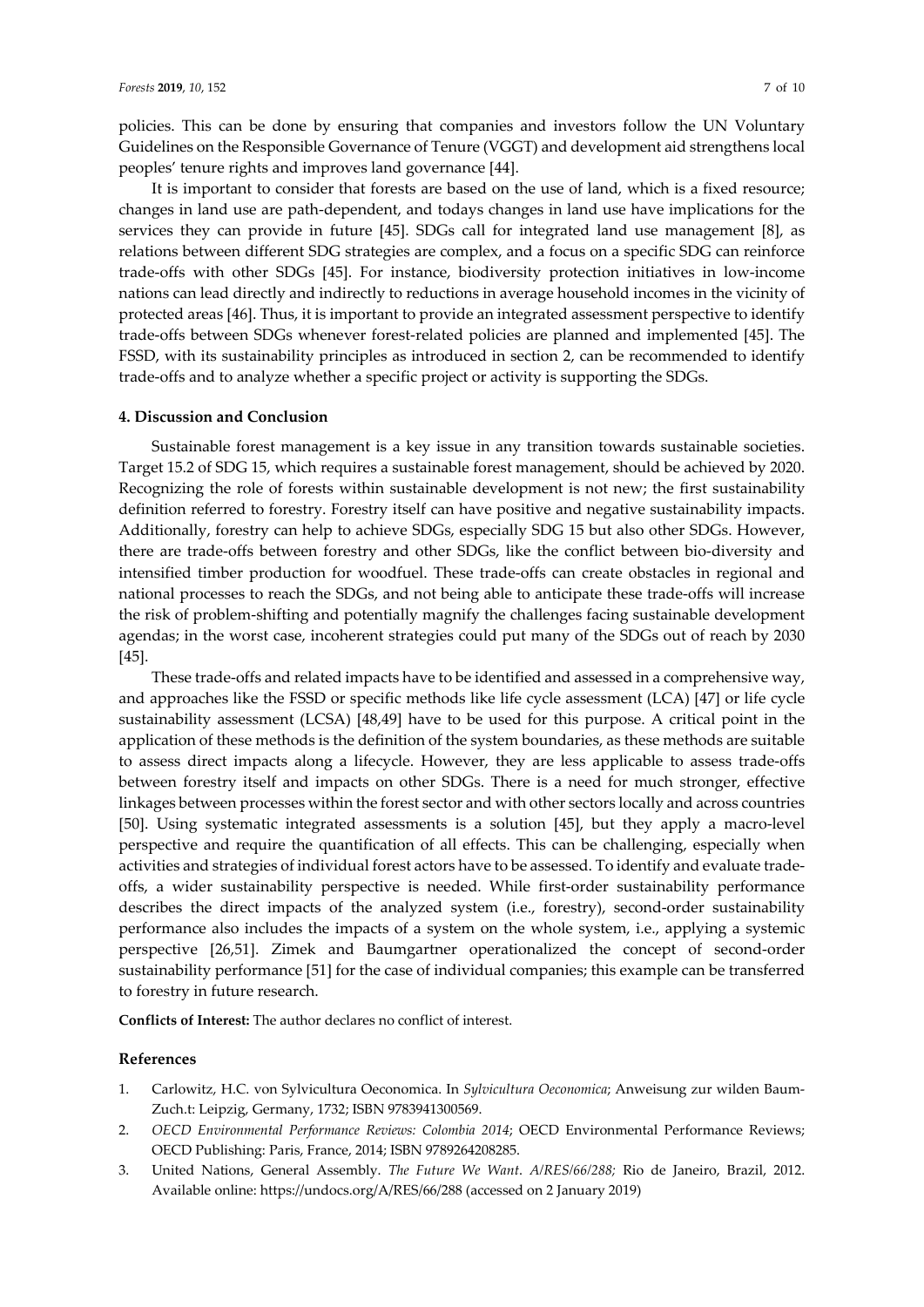policies. This can be done by ensuring that companies and investors follow the UN Voluntary Guidelines on the Responsible Governance of Tenure (VGGT) and development aid strengthens local peoples' tenure rights and improves land governance [44].

It is important to consider that forests are based on the use of land, which is a fixed resource; changes in land use are path-dependent, and todays changes in land use have implications for the services they can provide in future [45]. SDGs call for integrated land use management [8], as relations between different SDG strategies are complex, and a focus on a specific SDG can reinforce trade-offs with other SDGs [45]. For instance, biodiversity protection initiatives in low-income nations can lead directly and indirectly to reductions in average household incomes in the vicinity of protected areas [46]. Thus, it is important to provide an integrated assessment perspective to identify trade-offs between SDGs whenever forest-related policies are planned and implemented [45]. The FSSD, with its sustainability principles as introduced in section 2, can be recommended to identify trade-offs and to analyze whether a specific project or activity is supporting the SDGs.

## 4. Discussion and Conclusion

Sustainable forest management is a key issue in any transition towards sustainable societies. Target 15.2 of SDG 15, which requires a sustainable forest management, should be achieved by 2020. Recognizing the role of forests within sustainable development is not new; the first sustainability definition referred to forestry. Forestry itself can have positive and negative sustainability impacts. Additionally, forestry can help to achieve SDGs, especially SDG 15 but also other SDGs. However, there are trade-offs between forestry and other SDGs, like the conflict between bio-diversity and intensified timber production for woodfuel. These trade-offs can create obstacles in regional and national processes to reach the SDGs, and not being able to anticipate these trade-offs will increase the risk of problem-shifting and potentially magnify the challenges facing sustainable development agendas; in the worst case, incoherent strategies could put many of the SDGs out of reach by 2030 [45].

These trade-offs and related impacts have to be identified and assessed in a comprehensive way, and approaches like the FSSD or specific methods like life cycle assessment (LCA) [47] or life cycle sustainability assessment (LCSA) [48,49] have to be used for this purpose. A critical point in the application of these methods is the definition of the system boundaries, as these methods are suitable to assess direct impacts along a lifecycle. However, they are less applicable to assess trade-offs between forestry itself and impacts on other SDGs. There is a need for much stronger, effective linkages between processes within the forest sector and with other sectors locally and across countries [50]. Using systematic integrated assessments is a solution [45], but they apply a macro-level perspective and require the quantification of all effects. This can be challenging, especially when activities and strategies of individual forest actors have to be assessed. To identify and evaluate trade-offs, a wider sustainability perspective is needed. While first-order sustainability performance describes the direct impacts of the analyzed system (i.e., forestry), second-order sustainability performance also includes the impacts of a system on the whole system, i.e., applying a systemic perspective [26,51]. Zimek and Baumgartner operationalized the concept of second-order sustainability performance [51] for the case of individual companies; this example can be transferred to forestry in future research.

**Conflicts of Interest:** The author declares no conflict of interest.

## References

1. Carlowitz, H.C. von Sylvicultura Oeconomica. In *Sylvicultura Oeconomica*; Anweisung zur wilden Baum-Zuch.t: Leipzig, Germany, 1732; ISBN 9783941300569.
2. *OECD Environmental Performance Reviews: Colombia 2014*; OECD Environmental Performance Reviews; OECD Publishing: Paris, France, 2014; ISBN 9789264208285.
3. United Nations, General Assembly. *The Future We Want*. *A/RES/66/288;* Rio de Janeiro, Brazil, 2012. Available online: https://undocs.org/A/RES/66/288 (accessed on 2 January 2019)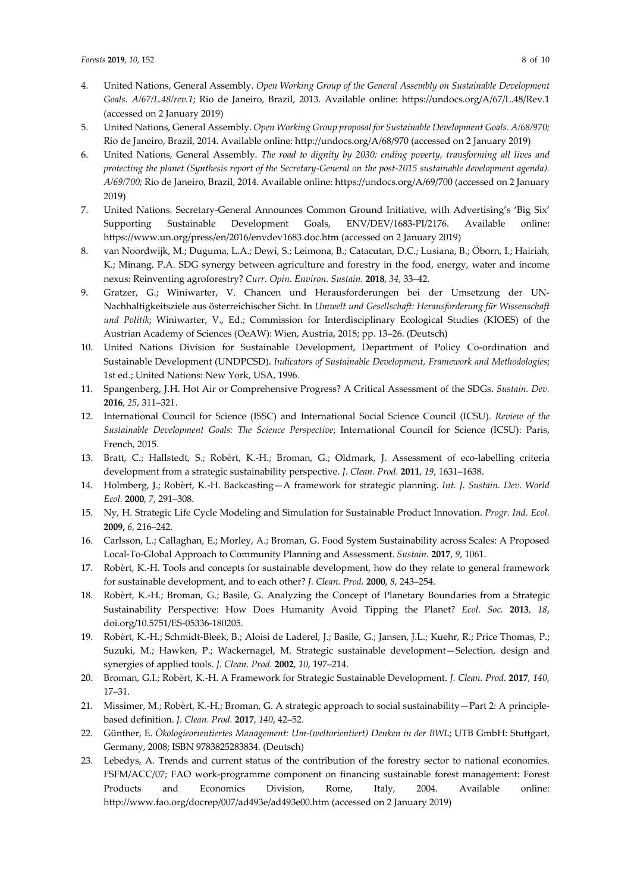4. United Nations, General Assembly. *Open Working Group of the General Assembly on Sustainable Development Goals. A/67/L.48/rev.1*; Rio de Janeiro, Brazil, 2013. Available online: https://undocs.org/A/67/L.48/Rev.1 (accessed on 2 January 2019)
5. United Nations, General Assembly. *Open Working Group proposal for Sustainable Development Goals. A/68/970;* Rio de Janeiro, Brazil, 2014. Available online: http://undocs.org/A/68/970 (accessed on 2 January 2019)
6. United Nations, General Assembly. *The road to dignity by 2030: ending poverty, transforming all lives and protecting the planet (Synthesis report of the Secretary-General on the post-2015 sustainable development agenda). A/69/700;* Rio de Janeiro, Brazil, 2014. Available online: https://undocs.org/A/69/700 (accessed on 2 January 2019)
7. United Nations. Secretary-General Announces Common Ground Initiative, with Advertising's 'Big Six' Supporting Sustainable Development Goals, ENV/DEV/1683-PI/2176. Available online: https://www.un.org/press/en/2016/envdev1683.doc.htm (accessed on 2 January 2019)
8. van Noordwijk, M.; Duguma, L.A.; Dewi, S.; Leimona, B.; Catacutan, D.C.; Lusiana, B.; Öborn, I.; Hairiah, K.; Minang, P.A. SDG synergy between agriculture and forestry in the food, energy, water and income nexus: Reinventing agroforestry? *Curr. Opin. Environ. Sustain.* **2018**, *34*, 33–42.
9. Gratzer, G.; Winiwarter, V. Chancen und Herausforderungen bei der Umsetzung der UN-Nachhaltigkeitsziele aus österreichischer Sicht. In *Umwelt und Gesellschaft: Herausforderung für Wissenschaft und Politik*; Winiwarter, V., Ed.; Commission for Interdisciplinary Ecological Studies (KIOES) of the Austrian Academy of Sciences (OeAW): Wien, Austria, 2018; pp. 13–26. (Deutsch)
10. United Nations Division for Sustainable Development, Department of Policy Co-ordination and Sustainable Development (UNDPCSD). *Indicators of Sustainable Development, Framework and Methodologies*; 1st ed.; United Nations: New York, USA, 1996.
11. Spangenberg, J.H. Hot Air or Comprehensive Progress? A Critical Assessment of the SDGs. *Sustain. Dev.* **2016**, *25*, 311–321.
12. International Council for Science (ISSC) and International Social Science Council (ICSU). *Review of the Sustainable Development Goals: The Science Perspective*; International Council for Science (ICSU): Paris, French, 2015.
13. Bratt, C.; Hallstedt, S.; Robèrt, K.-H.; Broman, G.; Oldmark, J. Assessment of eco-labelling criteria development from a strategic sustainability perspective. *J. Clean. Prod.* **2011**, *19*, 1631–1638.
14. Holmberg, J.; Robèrt, K.-H. Backcasting—A framework for strategic planning. *Int. J. Sustain. Dev. World Ecol.* **2000**, *7*, 291–308.
15. Ny, H. Strategic Life Cycle Modeling and Simulation for Sustainable Product Innovation. *Progr. Ind. Ecol.* **2009,** *6*, 216–242.
16. Carlsson, L.; Callaghan, E.; Morley, A.; Broman, G. Food System Sustainability across Scales: A Proposed Local-To-Global Approach to Community Planning and Assessment. *Sustain.* **2017**, *9*, 1061.
17. Robèrt, K.-H. Tools and concepts for sustainable development, how do they relate to general framework for sustainable development, and to each other? *J. Clean. Prod.* **2000**, *8*, 243–254.
18. Robèrt, K.-H.; Broman, G.; Basile, G. Analyzing the Concept of Planetary Boundaries from a Strategic Sustainability Perspective: How Does Humanity Avoid Tipping the Planet? *Ecol. Soc.* **2013**, *18*, doi.org/10.5751/ES-05336-180205.
19. Robèrt, K.-H.; Schmidt-Bleek, B.; Aloisi de Laderel, J.; Basile, G.; Jansen, J.L.; Kuehr, R.; Price Thomas, P.; Suzuki, M.; Hawken, P.; Wackernagel, M. Strategic sustainable development—Selection, design and synergies of applied tools. *J. Clean. Prod.* **2002**, *10*, 197–214.
20. Broman, G.I.; Robèrt, K.-H. A Framework for Strategic Sustainable Development. *J. Clean. Prod.* **2017**, *140*, 17–31.
21. Missimer, M.; Robèrt, K.-H.; Broman, G. A strategic approach to social sustainability—Part 2: A principle-based definition. *J. Clean. Prod.* **2017**, *140*, 42–52.
22. Günther, E. *Ökologieorientiertes Management: Um-(weltorientiert) Denken in der BWL*; UTB GmbH: Stuttgart, Germany, 2008; ISBN 9783825283834. (Deutsch)
23. Lebedys, A. Trends and current status of the contribution of the forestry sector to national economies. FSFM/ACC/07; FAO work-programme component on financing sustainable forest management: Forest Products and Economics Division, Rome, Italy, 2004. Available online: http://www.fao.org/docrep/007/ad493e/ad493e00.htm (accessed on 2 January 2019)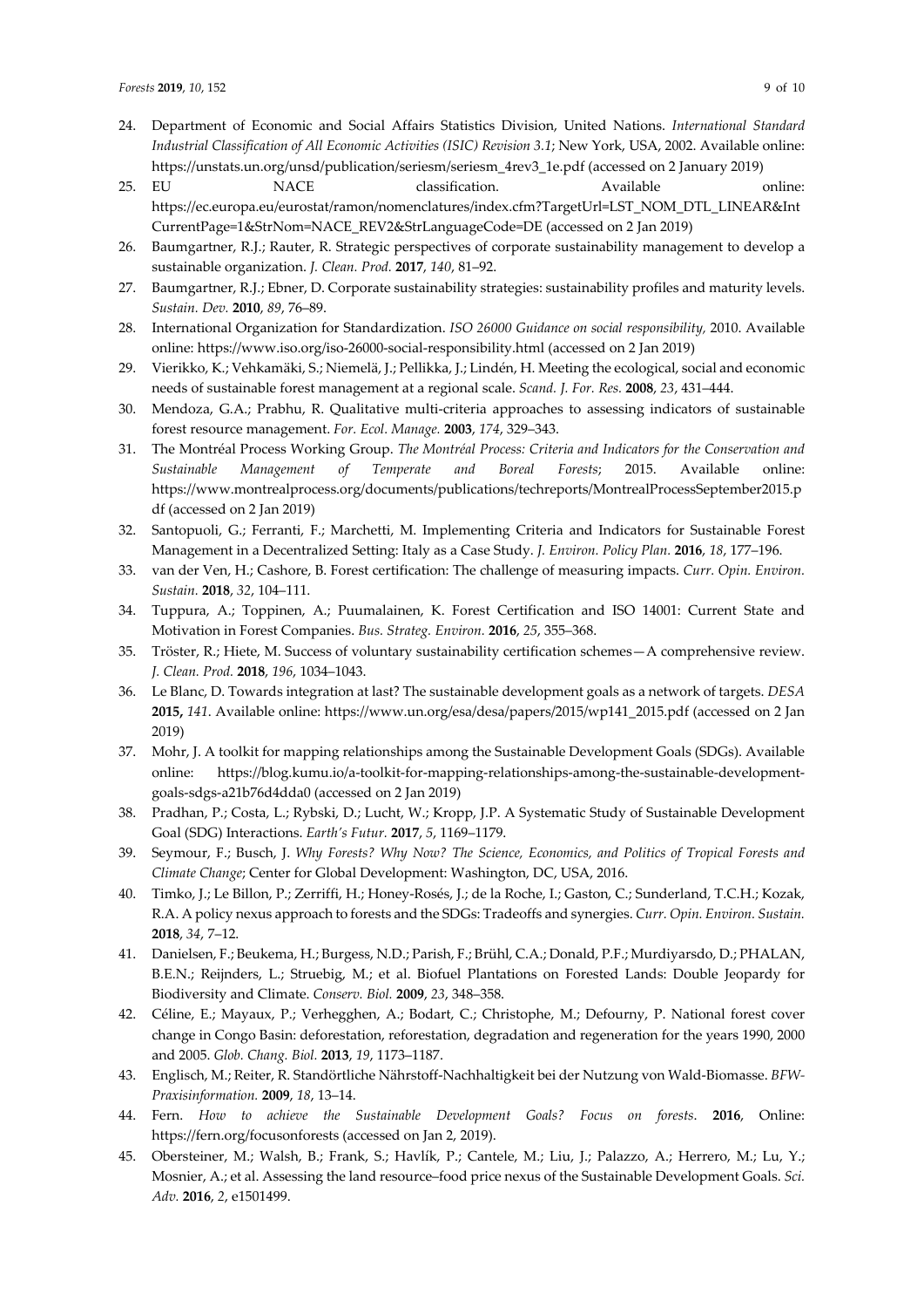24. Department of Economic and Social Affairs Statistics Division, United Nations. *International Standard Industrial Classification of All Economic Activities (ISIC) Revision 3.1*; New York, USA, 2002. Available online: https://unstats.un.org/unsd/publication/seriesm/seriesm_4rev3_1e.pdf (accessed on 2 January 2019)
25. EU NACE classification. Available online: https://ec.europa.eu/eurostat/ramon/nomenclatures/index.cfm?TargetUrl=LST_NOM_DTL_LINEAR&IntCurrentPage=1&StrNom=NACE_REV2&StrLanguageCode=DE (accessed on 2 Jan 2019)
26. Baumgartner, R.J.; Rauter, R. Strategic perspectives of corporate sustainability management to develop a sustainable organization. *J. Clean. Prod.* **2017**, *140*, 81–92.
27. Baumgartner, R.J.; Ebner, D. Corporate sustainability strategies: sustainability profiles and maturity levels. *Sustain. Dev.* **2010**, *89*, 76–89.
28. International Organization for Standardization. *ISO 26000 Guidance on social responsibility,* 2010. Available online: https://www.iso.org/iso-26000-social-responsibility.html (accessed on 2 Jan 2019)
29. Vierikko, K.; Vehkamäki, S.; Niemelä, J.; Pellikka, J.; Lindén, H. Meeting the ecological, social and economic needs of sustainable forest management at a regional scale. *Scand. J. For. Res.* **2008**, *23*, 431–444.
30. Mendoza, G.A.; Prabhu, R. Qualitative multi-criteria approaches to assessing indicators of sustainable forest resource management. *For. Ecol. Manage.* **2003**, *174*, 329–343.
31. The Montréal Process Working Group. *The Montréal Process: Criteria and Indicators for the Conservation and Sustainable Management of Temperate and Boreal Forests*; 2015. Available online: https://www.montrealprocess.org/documents/publications/techreports/MontrealProcessSeptember2015.pdf (accessed on 2 Jan 2019)
32. Santopuoli, G.; Ferranti, F.; Marchetti, M. Implementing Criteria and Indicators for Sustainable Forest Management in a Decentralized Setting: Italy as a Case Study. *J. Environ. Policy Plan.* **2016**, *18*, 177–196.
33. van der Ven, H.; Cashore, B. Forest certification: The challenge of measuring impacts. *Curr. Opin. Environ. Sustain.* **2018**, *32*, 104–111.
34. Tuppura, A.; Toppinen, A.; Puumalainen, K. Forest Certification and ISO 14001: Current State and Motivation in Forest Companies. *Bus. Strateg. Environ.* **2016**, *25*, 355–368.
35. Tröster, R.; Hiete, M. Success of voluntary sustainability certification schemes—A comprehensive review. *J. Clean. Prod.* **2018**, *196*, 1034–1043.
36. Le Blanc, D. Towards integration at last? The sustainable development goals as a network of targets. *DESA* **2015,** *141*. Available online: https://www.un.org/esa/desa/papers/2015/wp141_2015.pdf (accessed on 2 Jan 2019)
37. Mohr, J. A toolkit for mapping relationships among the Sustainable Development Goals (SDGs). Available online: https://blog.kumu.io/a-toolkit-for-mapping-relationships-among-the-sustainable-development-goals-sdgs-a21b76d4dda0 (accessed on 2 Jan 2019)
38. Pradhan, P.; Costa, L.; Rybski, D.; Lucht, W.; Kropp, J.P. A Systematic Study of Sustainable Development Goal (SDG) Interactions. *Earth's Futur.* **2017**, *5*, 1169–1179.
39. Seymour, F.; Busch, J. *Why Forests? Why Now? The Science, Economics, and Politics of Tropical Forests and Climate Change*; Center for Global Development: Washington, DC, USA, 2016.
40. Timko, J.; Le Billon, P.; Zerriffi, H.; Honey-Rosés, J.; de la Roche, I.; Gaston, C.; Sunderland, T.C.H.; Kozak, R.A. A policy nexus approach to forests and the SDGs: Tradeoffs and synergies. *Curr. Opin. Environ. Sustain.* **2018**, *34*, 7–12.
41. Danielsen, F.; Beukema, H.; Burgess, N.D.; Parish, F.; Brühl, C.A.; Donald, P.F.; Murdiyarsdo, D.; PHALAN, B.E.N.; Reijnders, L.; Struebig, M.; et al. Biofuel Plantations on Forested Lands: Double Jeopardy for Biodiversity and Climate. *Conserv. Biol.* **2009**, *23*, 348–358.
42. Céline, E.; Mayaux, P.; Verhegghen, A.; Bodart, C.; Christophe, M.; Defourny, P. National forest cover change in Congo Basin: deforestation, reforestation, degradation and regeneration for the years 1990, 2000 and 2005. *Glob. Chang. Biol.* **2013**, *19*, 1173–1187.
43. Englisch, M.; Reiter, R. Standörtliche Nährstoff-Nachhaltigkeit bei der Nutzung von Wald-Biomasse. *BFW-Praxisinformation.* **2009**, *18*, 13–14.
44. Fern. *How to achieve the Sustainable Development Goals? Focus on forests*. **2016**, Online: https://fern.org/focusonforests (accessed on Jan 2, 2019).
45. Obersteiner, M.; Walsh, B.; Frank, S.; Havlík, P.; Cantele, M.; Liu, J.; Palazzo, A.; Herrero, M.; Lu, Y.; Mosnier, A.; et al. Assessing the land resource–food price nexus of the Sustainable Development Goals. *Sci. Adv.* **2016**, *2*, e1501499.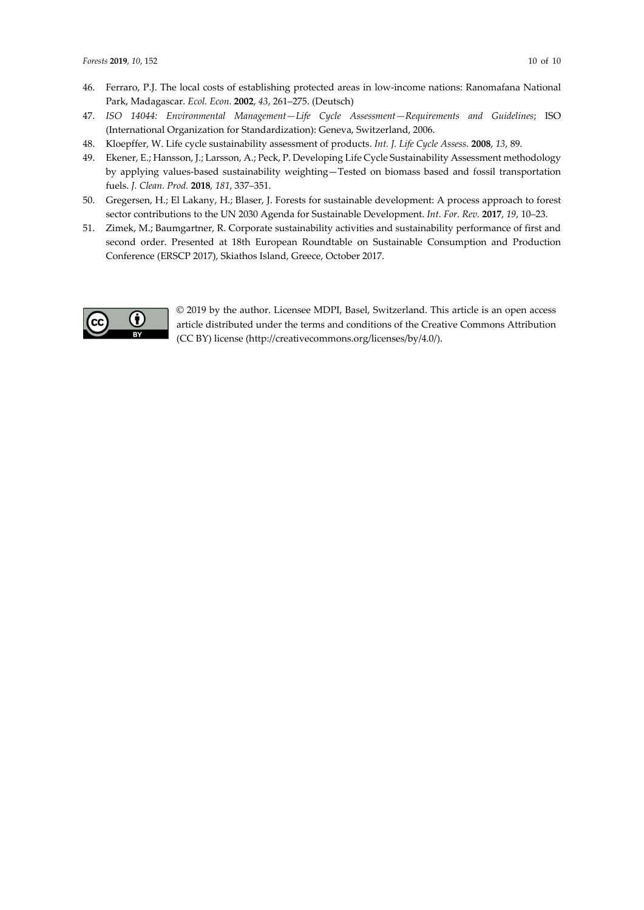46. Ferraro, P.J. The local costs of establishing protected areas in low-income nations: Ranomafana National Park, Madagascar. *Ecol. Econ.* **2002**, *43*, 261–275. (Deutsch)
47. *ISO 14044: Environmental Management—Life Cycle Assessment—Requirements and Guidelines*; ISO (International Organization for Standardization): Geneva, Switzerland, 2006.
48. Kloepffer, W. Life cycle sustainability assessment of products. *Int. J. Life Cycle Assess.* **2008**, *13*, 89.
49. Ekener, E.; Hansson, J.; Larsson, A.; Peck, P. Developing Life Cycle Sustainability Assessment methodology by applying values-based sustainability weighting—Tested on biomass based and fossil transportation fuels. *J. Clean. Prod.* **2018**, *181*, 337–351.
50. Gregersen, H.; El Lakany, H.; Blaser, J. Forests for sustainable development: A process approach to forest sector contributions to the UN 2030 Agenda for Sustainable Development. *Int. For. Rev.* **2017**, *19*, 10–23.
51. Zimek, M.; Baumgartner, R. Corporate sustainability activities and sustainability performance of first and second order. Presented at 18th European Roundtable on Sustainable Consumption and Production Conference (ERSCP 2017), Skiathos Island, Greece, October 2017.

© 2019 by the author. Licensee MDPI, Basel, Switzerland. This article is an open access article distributed under the terms and conditions of the Creative Commons Attribution (CC BY) license (http://creativecommons.org/licenses/by/4.0/).